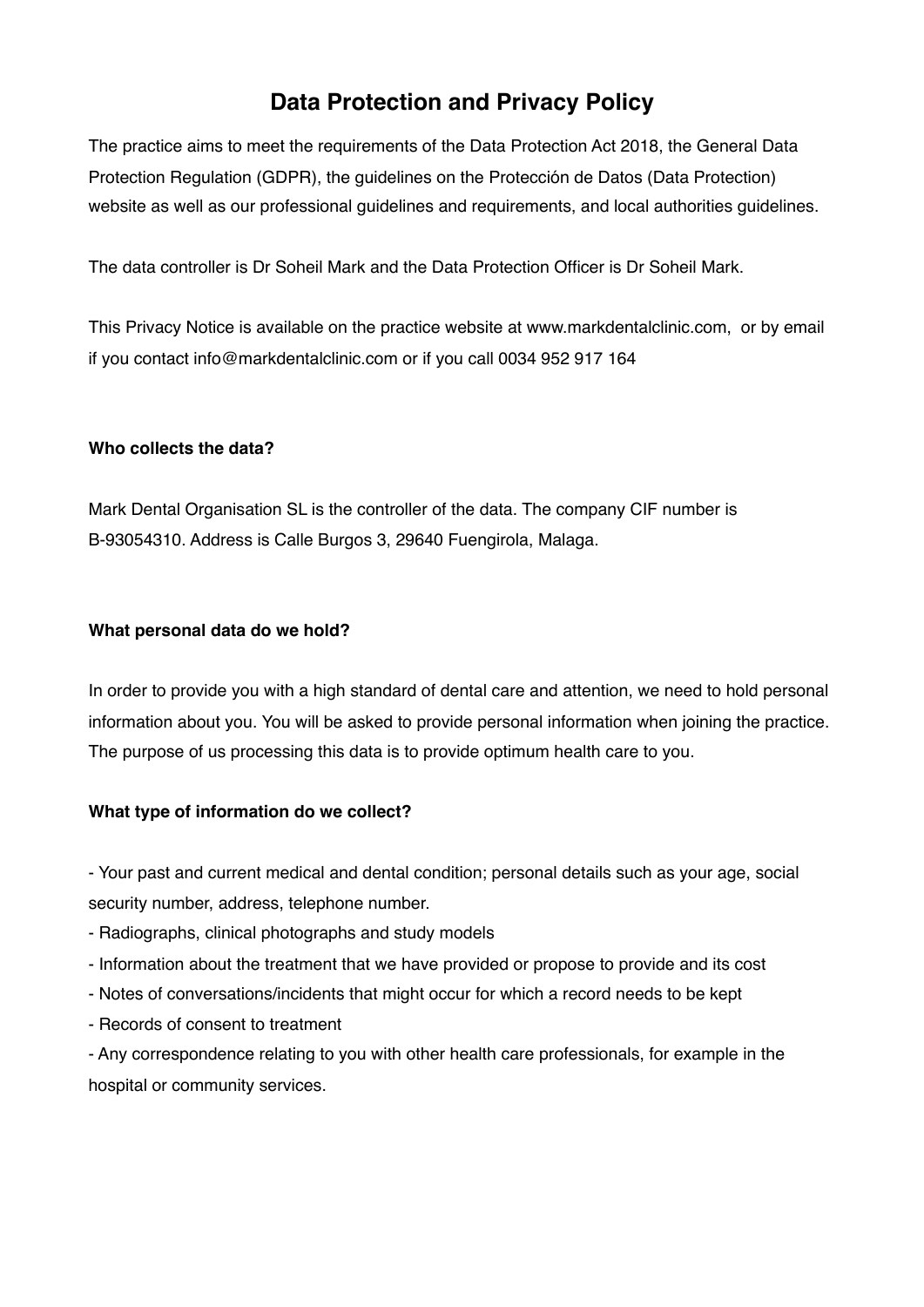# Data Protection and Privacy Policy

The practice aims to meet the requirements of the Data Protection Act 2018, the General Data Protection Regulation (GDPR), the guidelines on the Protección de Datos (Data Protection) website as well as our professional guidelines and requirements, and local authorities guidelines.

The data controller is Dr Soheil Mark and the Data Protection Officer is Dr Soheil Mark.

This Privacy Notice is available on the practice website at www.markdentalclinic.com, or by email if you contact info@markdentalclinic.com or if you call 0034 952 917 164

**Who collects the data?**

Mark Dental Organisation SL is the controller of the data. The company CIF number is B-93054310. Address is Calle Burgos 3, 29640 Fuengirola, Malaga.

**What personal data do we hold?**

In order to provide you with a high standard of dental care and attention, we need to hold personal information about you. You will be asked to provide personal information when joining the practice. The purpose of us processing this data is to provide optimum health care to you.

**What type of information do we collect?**

- Your past and current medical and dental condition; personal details such as your age, social security number, address, telephone number.
- Radiographs, clinical photographs and study models
- Information about the treatment that we have provided or propose to provide and its cost
- Notes of conversations/incidents that might occur for which a record needs to be kept
- Records of consent to treatment
- Any correspondence relating to you with other health care professionals, for example in the hospital or community services.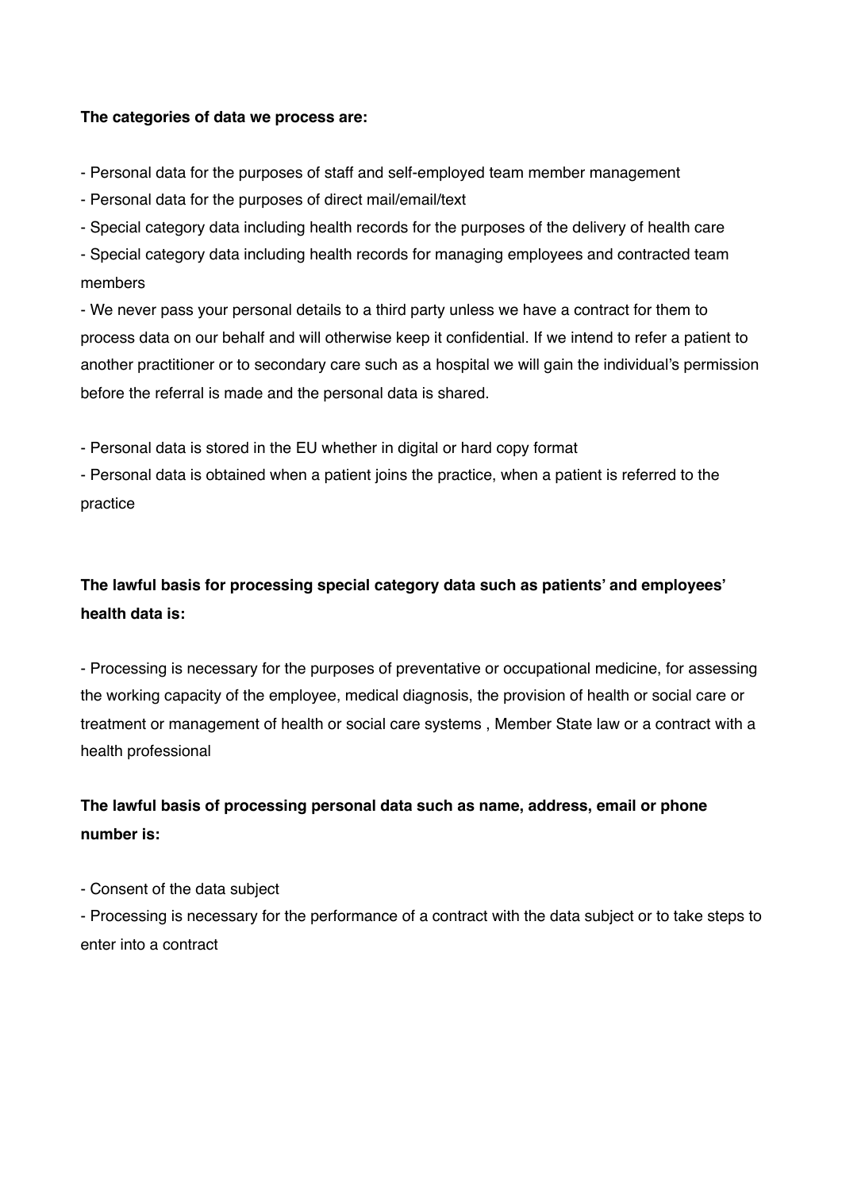**The categories of data we process are:**

- Personal data for the purposes of staff and self-employed team member management
- Personal data for the purposes of direct mail/email/text
- Special category data including health records for the purposes of the delivery of health care
- Special category data including health records for managing employees and contracted team members
- We never pass your personal details to a third party unless we have a contract for them to process data on our behalf and will otherwise keep it confidential. If we intend to refer a patient to another practitioner or to secondary care such as a hospital we will gain the individual's permission before the referral is made and the personal data is shared.

- Personal data is stored in the EU whether in digital or hard copy format
- Personal data is obtained when a patient joins the practice, when a patient is referred to the practice

**The lawful basis for processing special category data such as patients' and employees' health data is:**

- Processing is necessary for the purposes of preventative or occupational medicine, for assessing the working capacity of the employee, medical diagnosis, the provision of health or social care or treatment or management of health or social care systems , Member State law or a contract with a health professional

**The lawful basis of processing personal data such as name, address, email or phone number is:**

- Consent of the data subject
- Processing is necessary for the performance of a contract with the data subject or to take steps to enter into a contract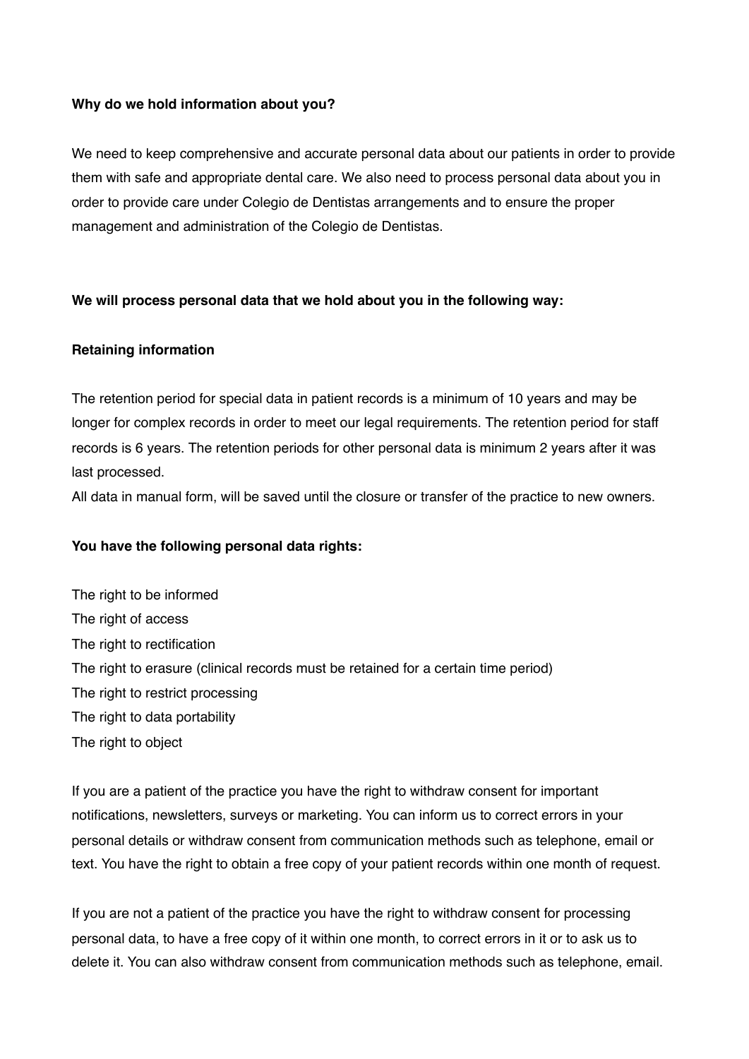**Why do we hold information about you?**

We need to keep comprehensive and accurate personal data about our patients in order to provide them with safe and appropriate dental care. We also need to process personal data about you in order to provide care under Colegio de Dentistas arrangements and to ensure the proper management and administration of the Colegio de Dentistas.

**We will process personal data that we hold about you in the following way:**

**Retaining information**

The retention period for special data in patient records is a minimum of 10 years and may be longer for complex records in order to meet our legal requirements. The retention period for staff records is 6 years. The retention periods for other personal data is minimum 2 years after it was last processed.
All data in manual form, will be saved until the closure or transfer of the practice to new owners.

**You have the following personal data rights:**

The right to be informed
The right of access
The right to rectification
The right to erasure (clinical records must be retained for a certain time period)
The right to restrict processing
The right to data portability
The right to object

If you are a patient of the practice you have the right to withdraw consent for important notifications, newsletters, surveys or marketing. You can inform us to correct errors in your personal details or withdraw consent from communication methods such as telephone, email or text. You have the right to obtain a free copy of your patient records within one month of request.

If you are not a patient of the practice you have the right to withdraw consent for processing personal data, to have a free copy of it within one month, to correct errors in it or to ask us to delete it. You can also withdraw consent from communication methods such as telephone, email.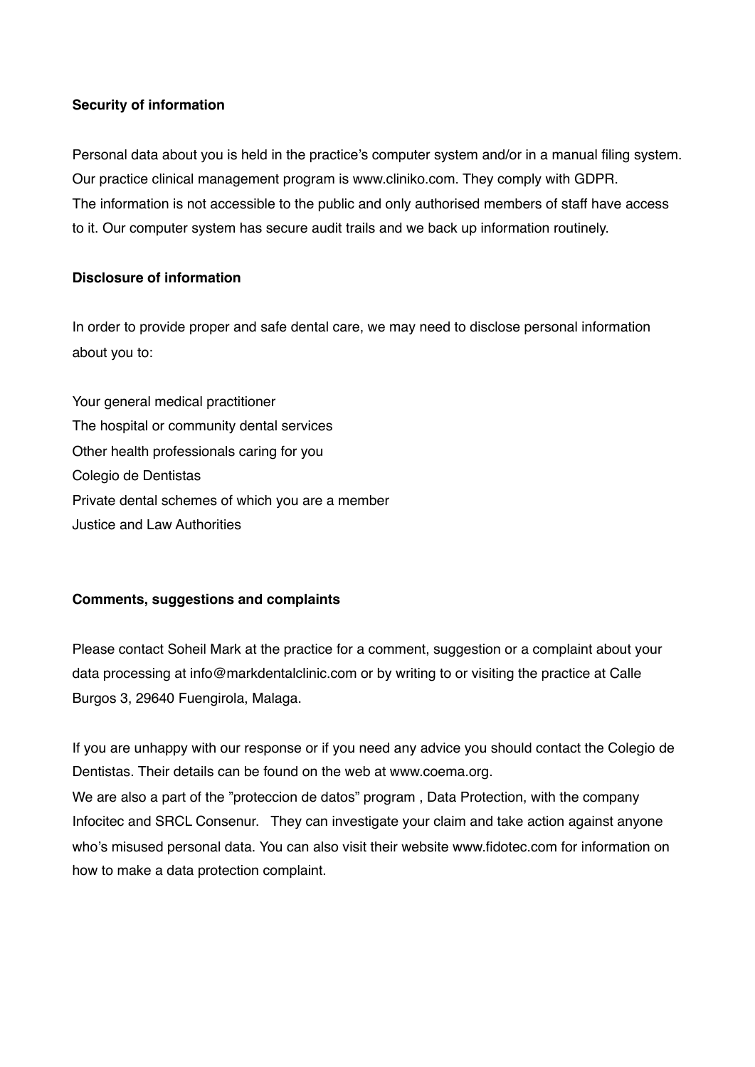**Security of information**

Personal data about you is held in the practice's computer system and/or in a manual filing system. Our practice clinical management program is www.cliniko.com. They comply with GDPR. The information is not accessible to the public and only authorised members of staff have access to it. Our computer system has secure audit trails and we back up information routinely.

**Disclosure of information**

In order to provide proper and safe dental care, we may need to disclose personal information about you to:

Your general medical practitioner
The hospital or community dental services
Other health professionals caring for you
Colegio de Dentistas
Private dental schemes of which you are a member
Justice and Law Authorities

**Comments, suggestions and complaints**

Please contact Soheil Mark at the practice for a comment, suggestion or a complaint about your data processing at info@markdentalclinic.com or by writing to or visiting the practice at Calle Burgos 3, 29640 Fuengirola, Malaga.

If you are unhappy with our response or if you need any advice you should contact the Colegio de Dentistas. Their details can be found on the web at www.coema.org.
We are also a part of the "proteccion de datos" program , Data Protection, with the company Infocitec and SRCL Consenur. They can investigate your claim and take action against anyone who's misused personal data. You can also visit their website www.fidotec.com for information on how to make a data protection complaint.